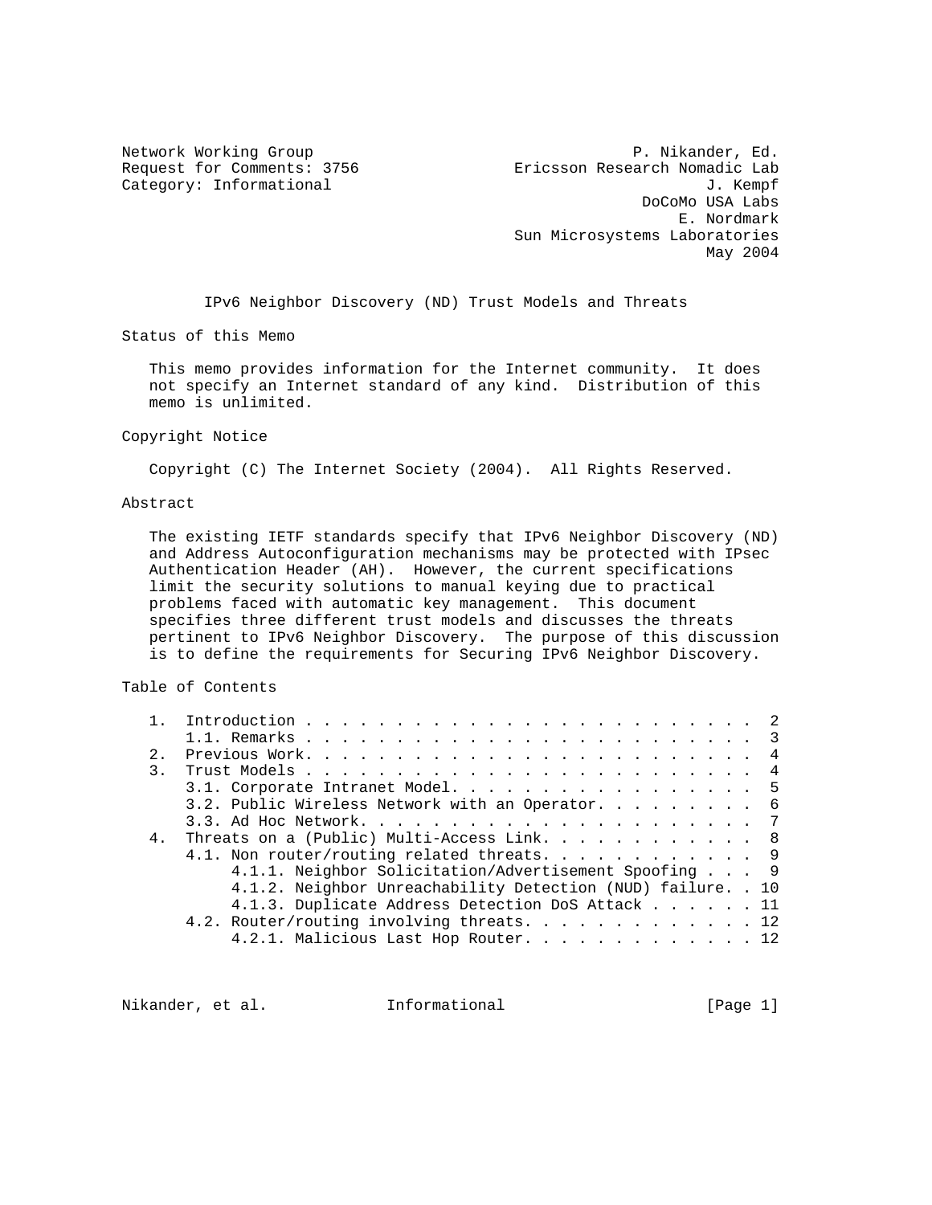Network Working Group P. Nikander, Ed.
Request for Comments: 3756 Ericsson Research Nomadic Lab
Category: Informational J. Kempf
DoCoMo USA Labs
E. Nordmark
Sun Microsystems Laboratories
May 2004

# IPv6 Neighbor Discovery (ND) Trust Models and Threats

## Status of this Memo

This memo provides information for the Internet community. It does not specify an Internet standard of any kind. Distribution of this memo is unlimited.

## Copyright Notice

Copyright (C) The Internet Society (2004). All Rights Reserved.

## Abstract

The existing IETF standards specify that IPv6 Neighbor Discovery (ND) and Address Autoconfiguration mechanisms may be protected with IPsec Authentication Header (AH). However, the current specifications limit the security solutions to manual keying due to practical problems faced with automatic key management. This document specifies three different trust models and discusses the threats pertinent to IPv6 Neighbor Discovery. The purpose of this discussion is to define the requirements for Securing IPv6 Neighbor Discovery.

## Table of Contents

```
   1.  Introduction . . . . . . . . . . . . . . . . . . . . . . . . .  2
       1.1. Remarks . . . . . . . . . . . . . . . . . . . . . . . . .  3
   2.  Previous Work. . . . . . . . . . . . . . . . . . . . . . . . .  4
   3.  Trust Models . . . . . . . . . . . . . . . . . . . . . . . . .  4
       3.1. Corporate Intranet Model. . . . . . . . . . . . . . . . .  5
       3.2. Public Wireless Network with an Operator. . . . . . . . .  6
       3.3. Ad Hoc Network. . . . . . . . . . . . . . . . . . . . . .  7
   4.  Threats on a (Public) Multi-Access Link. . . . . . . . . . . .  8
       4.1. Non router/routing related threats. . . . . . . . . . . .  9
            4.1.1. Neighbor Solicitation/Advertisement Spoofing . . .  9
            4.1.2. Neighbor Unreachability Detection (NUD) failure. . 10
            4.1.3. Duplicate Address Detection DoS Attack . . . . . . 11
       4.2. Router/routing involving threats. . . . . . . . . . . . . 12
            4.2.1. Malicious Last Hop Router. . . . . . . . . . . . . 12
```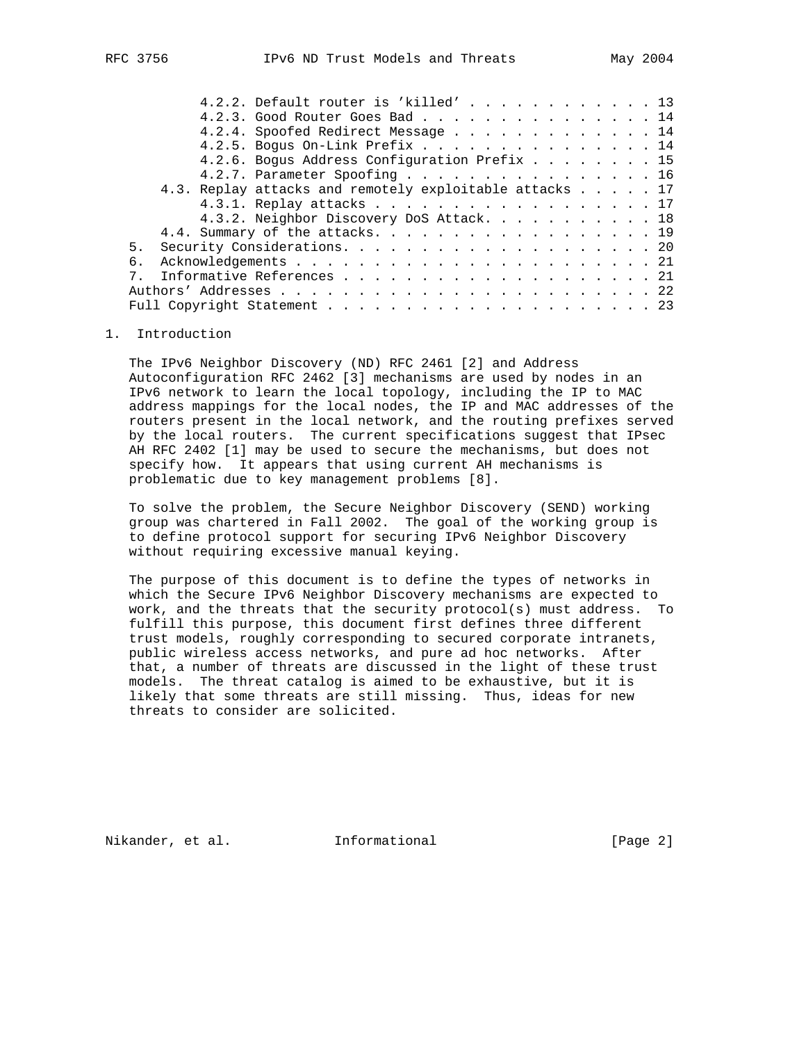4.2.2. Default router is 'killed' . . . . . . . . . . . . 13
4.2.3. Good Router Goes Bad . . . . . . . . . . . . . . . 14
4.2.4. Spoofed Redirect Message . . . . . . . . . . . . . 14
4.2.5. Bogus On-Link Prefix . . . . . . . . . . . . . . . 14
4.2.6. Bogus Address Configuration Prefix . . . . . . . . 15
4.2.7. Parameter Spoofing . . . . . . . . . . . . . . . . 16
4.3. Replay attacks and remotely exploitable attacks . . . . . 17
4.3.1. Replay attacks . . . . . . . . . . . . . . . . . . 17
4.3.2. Neighbor Discovery DoS Attack. . . . . . . . . . . 18
4.4. Summary of the attacks. . . . . . . . . . . . . . . . . . 19
5. Security Considerations. . . . . . . . . . . . . . . . . . . . 20
6. Acknowledgements . . . . . . . . . . . . . . . . . . . . . . . 21
7. Informative References . . . . . . . . . . . . . . . . . . . . 21
Authors' Addresses . . . . . . . . . . . . . . . . . . . . . . . . 22
Full Copyright Statement . . . . . . . . . . . . . . . . . . . . . 23

# 1. Introduction

The IPv6 Neighbor Discovery (ND) RFC 2461 [2] and Address Autoconfiguration RFC 2462 [3] mechanisms are used by nodes in an IPv6 network to learn the local topology, including the IP to MAC address mappings for the local nodes, the IP and MAC addresses of the routers present in the local network, and the routing prefixes served by the local routers. The current specifications suggest that IPsec AH RFC 2402 [1] may be used to secure the mechanisms, but does not specify how. It appears that using current AH mechanisms is problematic due to key management problems [8].

To solve the problem, the Secure Neighbor Discovery (SEND) working group was chartered in Fall 2002. The goal of the working group is to define protocol support for securing IPv6 Neighbor Discovery without requiring excessive manual keying.

The purpose of this document is to define the types of networks in which the Secure IPv6 Neighbor Discovery mechanisms are expected to work, and the threats that the security protocol(s) must address. To fulfill this purpose, this document first defines three different trust models, roughly corresponding to secured corporate intranets, public wireless access networks, and pure ad hoc networks. After that, a number of threats are discussed in the light of these trust models. The threat catalog is aimed to be exhaustive, but it is likely that some threats are still missing. Thus, ideas for new threats to consider are solicited.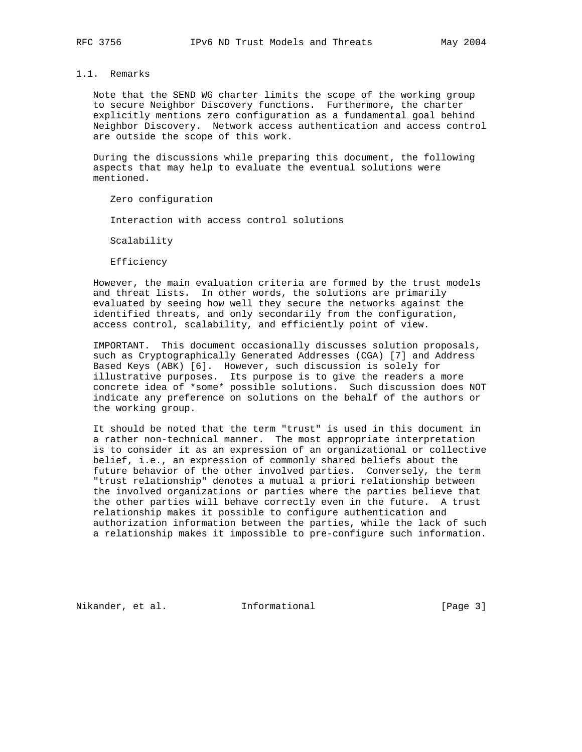## 1.1. Remarks

Note that the SEND WG charter limits the scope of the working group to secure Neighbor Discovery functions. Furthermore, the charter explicitly mentions zero configuration as a fundamental goal behind Neighbor Discovery. Network access authentication and access control are outside the scope of this work.

During the discussions while preparing this document, the following aspects that may help to evaluate the eventual solutions were mentioned.

Zero configuration

Interaction with access control solutions

Scalability

Efficiency

However, the main evaluation criteria are formed by the trust models and threat lists. In other words, the solutions are primarily evaluated by seeing how well they secure the networks against the identified threats, and only secondarily from the configuration, access control, scalability, and efficiently point of view.

IMPORTANT. This document occasionally discusses solution proposals, such as Cryptographically Generated Addresses (CGA) [7] and Address Based Keys (ABK) [6]. However, such discussion is solely for illustrative purposes. Its purpose is to give the readers a more concrete idea of *some* possible solutions. Such discussion does NOT indicate any preference on solutions on the behalf of the authors or the working group.

It should be noted that the term "trust" is used in this document in a rather non-technical manner. The most appropriate interpretation is to consider it as an expression of an organizational or collective belief, i.e., an expression of commonly shared beliefs about the future behavior of the other involved parties. Conversely, the term "trust relationship" denotes a mutual a priori relationship between the involved organizations or parties where the parties believe that the other parties will behave correctly even in the future. A trust relationship makes it possible to configure authentication and authorization information between the parties, while the lack of such a relationship makes it impossible to pre-configure such information.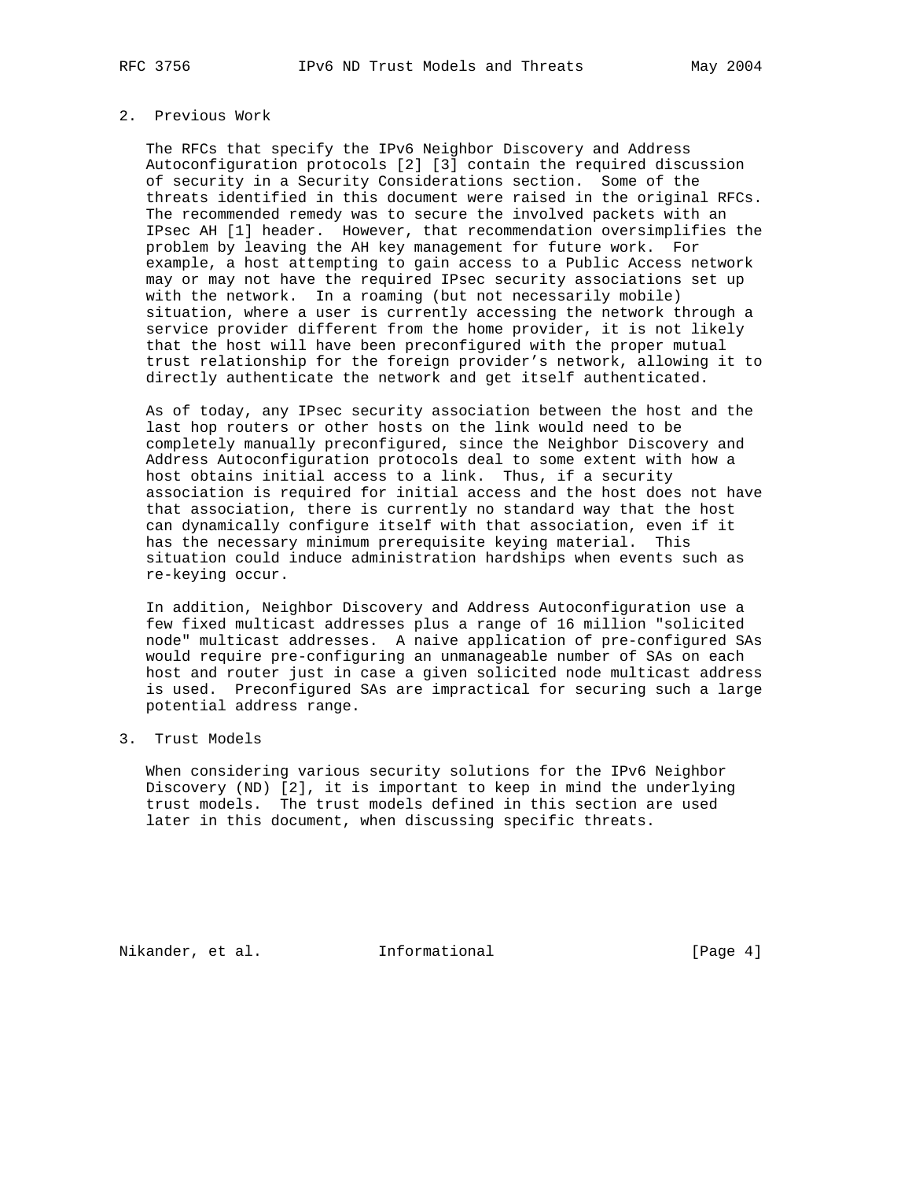## 2. Previous Work

The RFCs that specify the IPv6 Neighbor Discovery and Address Autoconfiguration protocols [2] [3] contain the required discussion of security in a Security Considerations section. Some of the threats identified in this document were raised in the original RFCs. The recommended remedy was to secure the involved packets with an IPsec AH [1] header. However, that recommendation oversimplifies the problem by leaving the AH key management for future work. For example, a host attempting to gain access to a Public Access network may or may not have the required IPsec security associations set up with the network. In a roaming (but not necessarily mobile) situation, where a user is currently accessing the network through a service provider different from the home provider, it is not likely that the host will have been preconfigured with the proper mutual trust relationship for the foreign provider's network, allowing it to directly authenticate the network and get itself authenticated.

As of today, any IPsec security association between the host and the last hop routers or other hosts on the link would need to be completely manually preconfigured, since the Neighbor Discovery and Address Autoconfiguration protocols deal to some extent with how a host obtains initial access to a link. Thus, if a security association is required for initial access and the host does not have that association, there is currently no standard way that the host can dynamically configure itself with that association, even if it has the necessary minimum prerequisite keying material. This situation could induce administration hardships when events such as re-keying occur.

In addition, Neighbor Discovery and Address Autoconfiguration use a few fixed multicast addresses plus a range of 16 million "solicited node" multicast addresses. A naive application of pre-configured SAs would require pre-configuring an unmanageable number of SAs on each host and router just in case a given solicited node multicast address is used. Preconfigured SAs are impractical for securing such a large potential address range.

## 3. Trust Models

When considering various security solutions for the IPv6 Neighbor Discovery (ND) [2], it is important to keep in mind the underlying trust models. The trust models defined in this section are used later in this document, when discussing specific threats.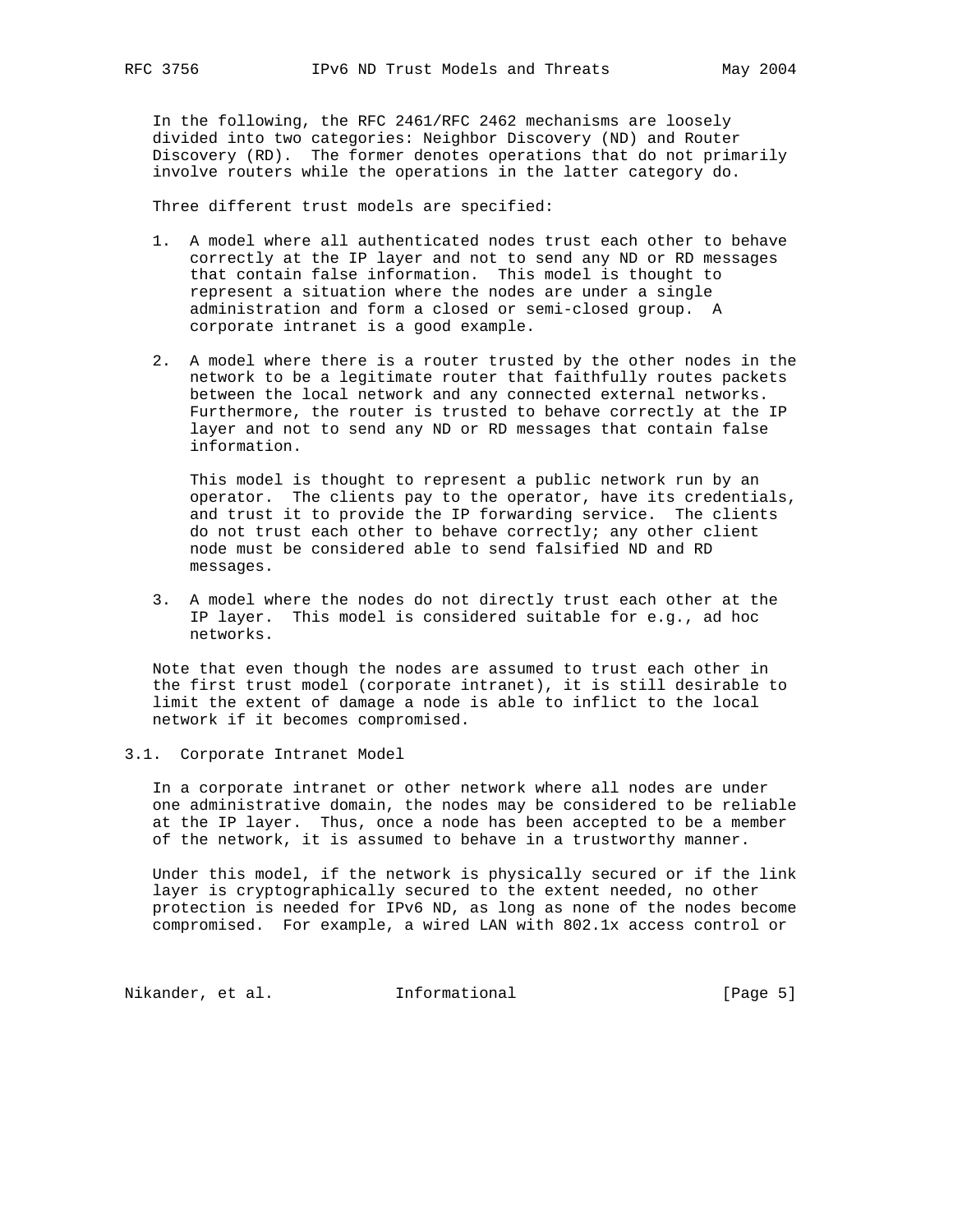In the following, the RFC 2461/RFC 2462 mechanisms are loosely divided into two categories: Neighbor Discovery (ND) and Router Discovery (RD). The former denotes operations that do not primarily involve routers while the operations in the latter category do.

Three different trust models are specified:

1. A model where all authenticated nodes trust each other to behave correctly at the IP layer and not to send any ND or RD messages that contain false information. This model is thought to represent a situation where the nodes are under a single administration and form a closed or semi-closed group. A corporate intranet is a good example.

2. A model where there is a router trusted by the other nodes in the network to be a legitimate router that faithfully routes packets between the local network and any connected external networks. Furthermore, the router is trusted to behave correctly at the IP layer and not to send any ND or RD messages that contain false information.

   This model is thought to represent a public network run by an operator. The clients pay to the operator, have its credentials, and trust it to provide the IP forwarding service. The clients do not trust each other to behave correctly; any other client node must be considered able to send falsified ND and RD messages.

3. A model where the nodes do not directly trust each other at the IP layer. This model is considered suitable for e.g., ad hoc networks.

Note that even though the nodes are assumed to trust each other in the first trust model (corporate intranet), it is still desirable to limit the extent of damage a node is able to inflict to the local network if it becomes compromised.

## 3.1. Corporate Intranet Model

In a corporate intranet or other network where all nodes are under one administrative domain, the nodes may be considered to be reliable at the IP layer. Thus, once a node has been accepted to be a member of the network, it is assumed to behave in a trustworthy manner.

Under this model, if the network is physically secured or if the link layer is cryptographically secured to the extent needed, no other protection is needed for IPv6 ND, as long as none of the nodes become compromised. For example, a wired LAN with 802.1x access control or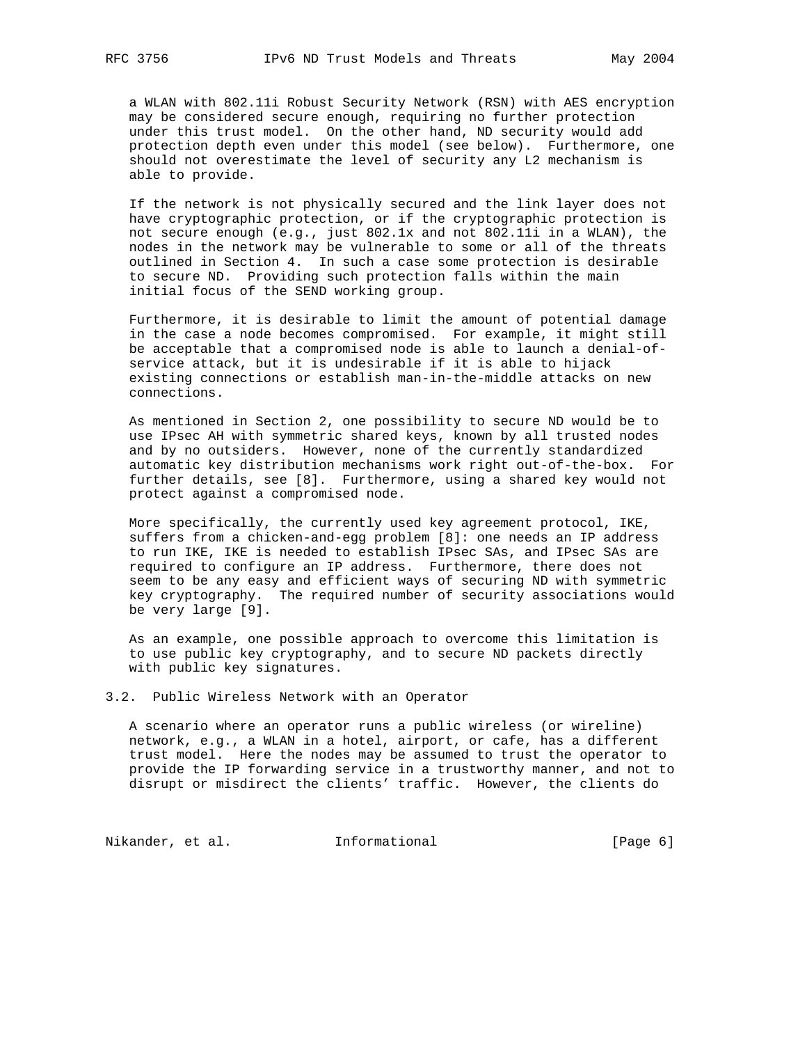a WLAN with 802.11i Robust Security Network (RSN) with AES encryption may be considered secure enough, requiring no further protection under this trust model. On the other hand, ND security would add protection depth even under this model (see below). Furthermore, one should not overestimate the level of security any L2 mechanism is able to provide.

If the network is not physically secured and the link layer does not have cryptographic protection, or if the cryptographic protection is not secure enough (e.g., just 802.1x and not 802.11i in a WLAN), the nodes in the network may be vulnerable to some or all of the threats outlined in Section 4. In such a case some protection is desirable to secure ND. Providing such protection falls within the main initial focus of the SEND working group.

Furthermore, it is desirable to limit the amount of potential damage in the case a node becomes compromised. For example, it might still be acceptable that a compromised node is able to launch a denial-of-service attack, but it is undesirable if it is able to hijack existing connections or establish man-in-the-middle attacks on new connections.

As mentioned in Section 2, one possibility to secure ND would be to use IPsec AH with symmetric shared keys, known by all trusted nodes and by no outsiders. However, none of the currently standardized automatic key distribution mechanisms work right out-of-the-box. For further details, see [8]. Furthermore, using a shared key would not protect against a compromised node.

More specifically, the currently used key agreement protocol, IKE, suffers from a chicken-and-egg problem [8]: one needs an IP address to run IKE, IKE is needed to establish IPsec SAs, and IPsec SAs are required to configure an IP address. Furthermore, there does not seem to be any easy and efficient ways of securing ND with symmetric key cryptography. The required number of security associations would be very large [9].

As an example, one possible approach to overcome this limitation is to use public key cryptography, and to secure ND packets directly with public key signatures.

### 3.2. Public Wireless Network with an Operator

A scenario where an operator runs a public wireless (or wireline) network, e.g., a WLAN in a hotel, airport, or cafe, has a different trust model. Here the nodes may be assumed to trust the operator to provide the IP forwarding service in a trustworthy manner, and not to disrupt or misdirect the clients' traffic. However, the clients do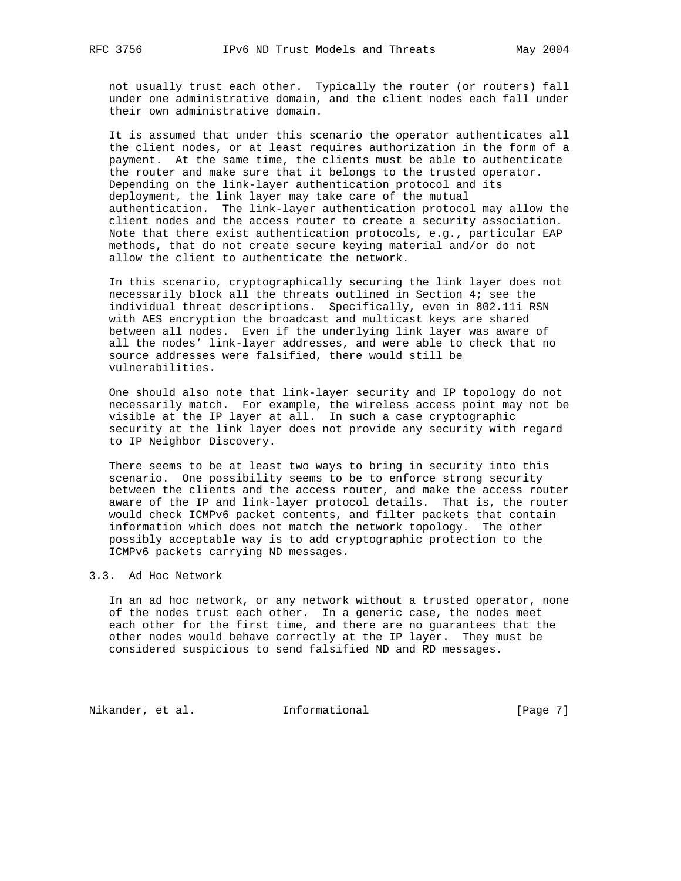not usually trust each other. Typically the router (or routers) fall under one administrative domain, and the client nodes each fall under their own administrative domain.

It is assumed that under this scenario the operator authenticates all the client nodes, or at least requires authorization in the form of a payment. At the same time, the clients must be able to authenticate the router and make sure that it belongs to the trusted operator. Depending on the link-layer authentication protocol and its deployment, the link layer may take care of the mutual authentication. The link-layer authentication protocol may allow the client nodes and the access router to create a security association. Note that there exist authentication protocols, e.g., particular EAP methods, that do not create secure keying material and/or do not allow the client to authenticate the network.

In this scenario, cryptographically securing the link layer does not necessarily block all the threats outlined in Section 4; see the individual threat descriptions. Specifically, even in 802.11i RSN with AES encryption the broadcast and multicast keys are shared between all nodes. Even if the underlying link layer was aware of all the nodes' link-layer addresses, and were able to check that no source addresses were falsified, there would still be vulnerabilities.

One should also note that link-layer security and IP topology do not necessarily match. For example, the wireless access point may not be visible at the IP layer at all. In such a case cryptographic security at the link layer does not provide any security with regard to IP Neighbor Discovery.

There seems to be at least two ways to bring in security into this scenario. One possibility seems to be to enforce strong security between the clients and the access router, and make the access router aware of the IP and link-layer protocol details. That is, the router would check ICMPv6 packet contents, and filter packets that contain information which does not match the network topology. The other possibly acceptable way is to add cryptographic protection to the ICMPv6 packets carrying ND messages.

## 3.3. Ad Hoc Network

In an ad hoc network, or any network without a trusted operator, none of the nodes trust each other. In a generic case, the nodes meet each other for the first time, and there are no guarantees that the other nodes would behave correctly at the IP layer. They must be considered suspicious to send falsified ND and RD messages.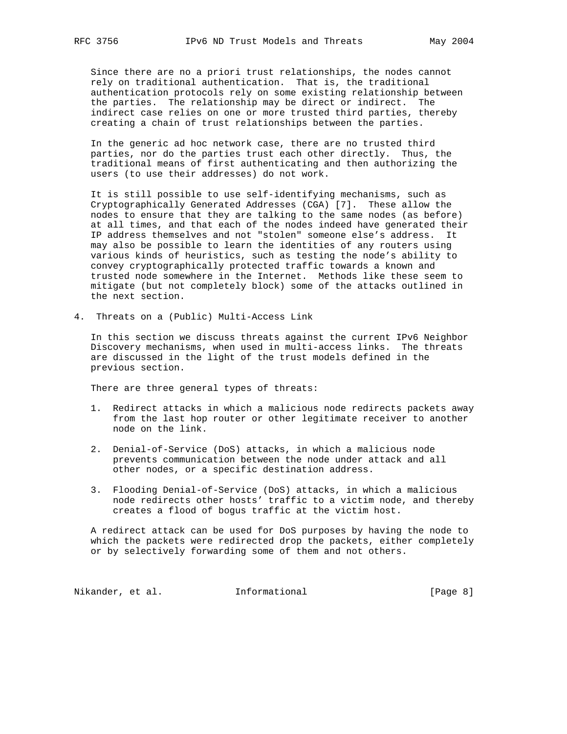Since there are no a priori trust relationships, the nodes cannot rely on traditional authentication. That is, the traditional authentication protocols rely on some existing relationship between the parties. The relationship may be direct or indirect. The indirect case relies on one or more trusted third parties, thereby creating a chain of trust relationships between the parties.

In the generic ad hoc network case, there are no trusted third parties, nor do the parties trust each other directly. Thus, the traditional means of first authenticating and then authorizing the users (to use their addresses) do not work.

It is still possible to use self-identifying mechanisms, such as Cryptographically Generated Addresses (CGA) [7]. These allow the nodes to ensure that they are talking to the same nodes (as before) at all times, and that each of the nodes indeed have generated their IP address themselves and not "stolen" someone else's address. It may also be possible to learn the identities of any routers using various kinds of heuristics, such as testing the node's ability to convey cryptographically protected traffic towards a known and trusted node somewhere in the Internet. Methods like these seem to mitigate (but not completely block) some of the attacks outlined in the next section.

## 4. Threats on a (Public) Multi-Access Link

In this section we discuss threats against the current IPv6 Neighbor Discovery mechanisms, when used in multi-access links. The threats are discussed in the light of the trust models defined in the previous section.

There are three general types of threats:

1. Redirect attacks in which a malicious node redirects packets away from the last hop router or other legitimate receiver to another node on the link.

2. Denial-of-Service (DoS) attacks, in which a malicious node prevents communication between the node under attack and all other nodes, or a specific destination address.

3. Flooding Denial-of-Service (DoS) attacks, in which a malicious node redirects other hosts' traffic to a victim node, and thereby creates a flood of bogus traffic at the victim host.

A redirect attack can be used for DoS purposes by having the node to which the packets were redirected drop the packets, either completely or by selectively forwarding some of them and not others.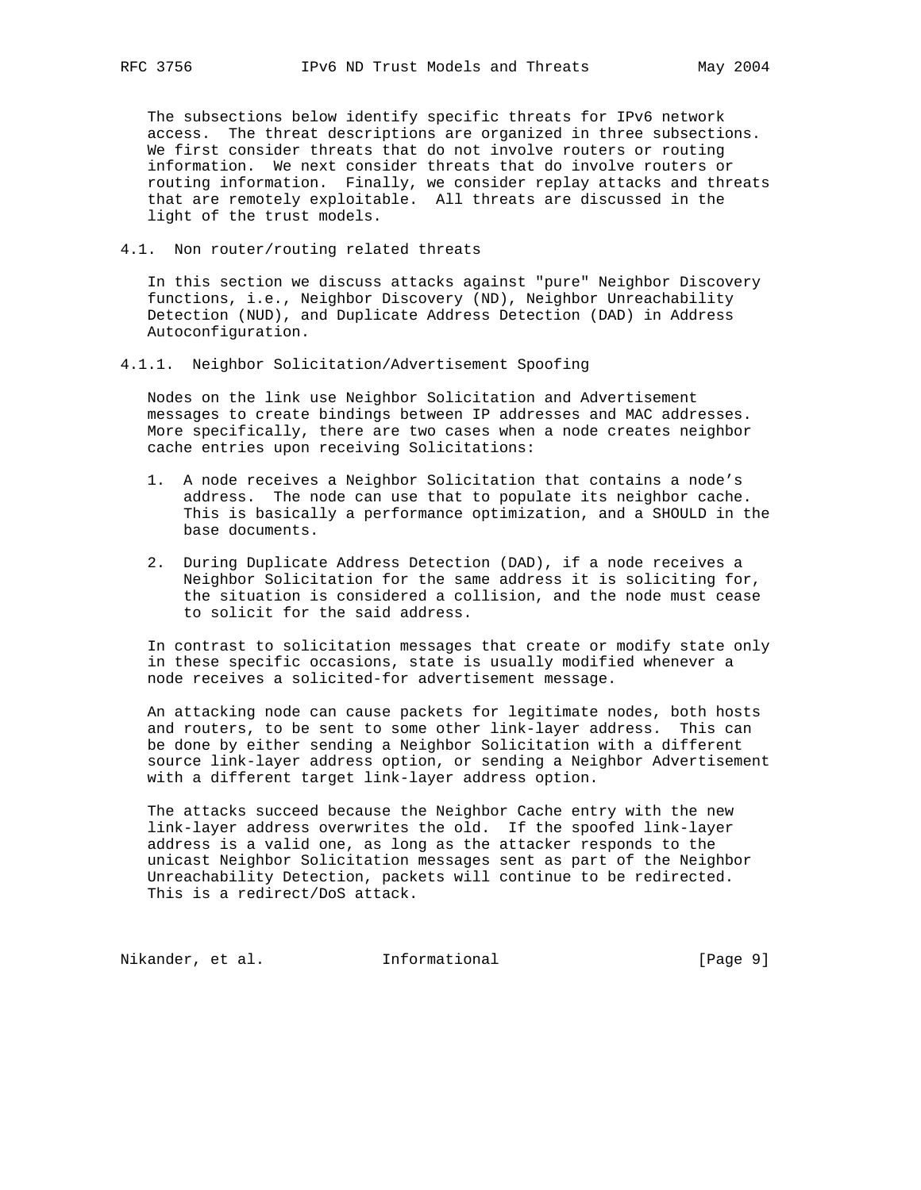The subsections below identify specific threats for IPv6 network access. The threat descriptions are organized in three subsections. We first consider threats that do not involve routers or routing information. We next consider threats that do involve routers or routing information. Finally, we consider replay attacks and threats that are remotely exploitable. All threats are discussed in the light of the trust models.

### 4.1. Non router/routing related threats

In this section we discuss attacks against "pure" Neighbor Discovery functions, i.e., Neighbor Discovery (ND), Neighbor Unreachability Detection (NUD), and Duplicate Address Detection (DAD) in Address Autoconfiguration.

#### 4.1.1. Neighbor Solicitation/Advertisement Spoofing

Nodes on the link use Neighbor Solicitation and Advertisement messages to create bindings between IP addresses and MAC addresses. More specifically, there are two cases when a node creates neighbor cache entries upon receiving Solicitations:

1. A node receives a Neighbor Solicitation that contains a node's address. The node can use that to populate its neighbor cache. This is basically a performance optimization, and a SHOULD in the base documents.
2. During Duplicate Address Detection (DAD), if a node receives a Neighbor Solicitation for the same address it is soliciting for, the situation is considered a collision, and the node must cease to solicit for the said address.

In contrast to solicitation messages that create or modify state only in these specific occasions, state is usually modified whenever a node receives a solicited-for advertisement message.

An attacking node can cause packets for legitimate nodes, both hosts and routers, to be sent to some other link-layer address. This can be done by either sending a Neighbor Solicitation with a different source link-layer address option, or sending a Neighbor Advertisement with a different target link-layer address option.

The attacks succeed because the Neighbor Cache entry with the new link-layer address overwrites the old. If the spoofed link-layer address is a valid one, as long as the attacker responds to the unicast Neighbor Solicitation messages sent as part of the Neighbor Unreachability Detection, packets will continue to be redirected. This is a redirect/DoS attack.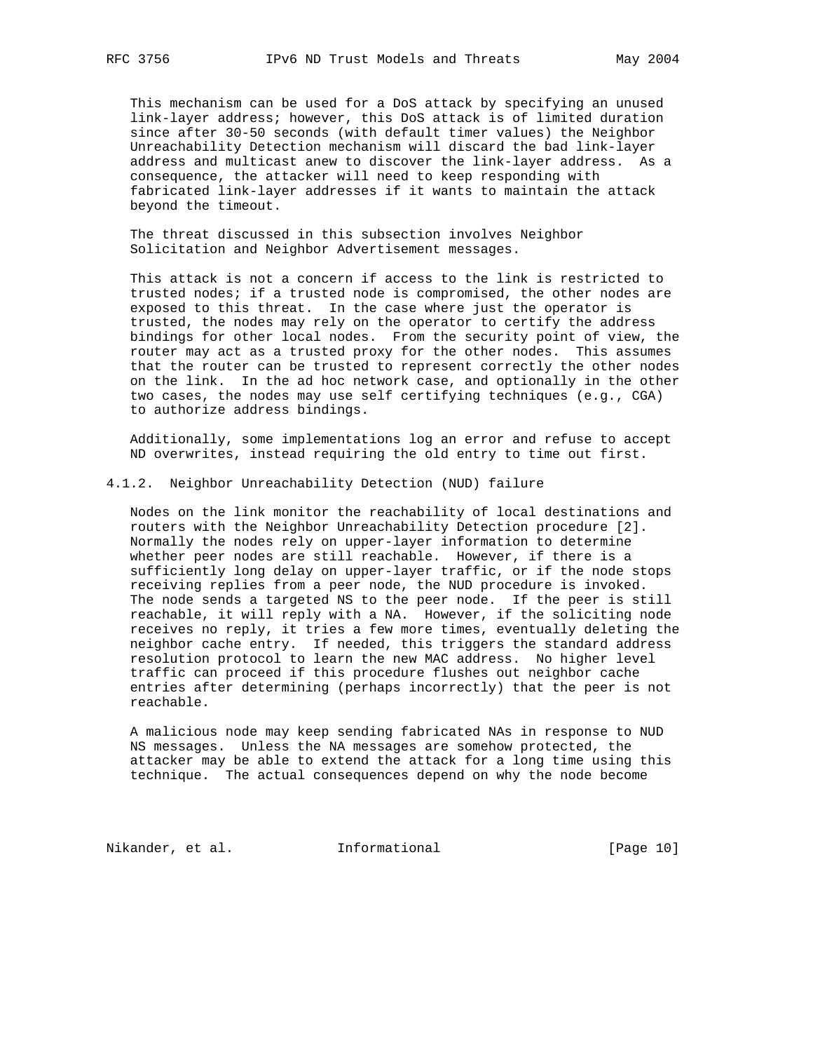This mechanism can be used for a DoS attack by specifying an unused link-layer address; however, this DoS attack is of limited duration since after 30-50 seconds (with default timer values) the Neighbor Unreachability Detection mechanism will discard the bad link-layer address and multicast anew to discover the link-layer address. As a consequence, the attacker will need to keep responding with fabricated link-layer addresses if it wants to maintain the attack beyond the timeout.

The threat discussed in this subsection involves Neighbor Solicitation and Neighbor Advertisement messages.

This attack is not a concern if access to the link is restricted to trusted nodes; if a trusted node is compromised, the other nodes are exposed to this threat. In the case where just the operator is trusted, the nodes may rely on the operator to certify the address bindings for other local nodes. From the security point of view, the router may act as a trusted proxy for the other nodes. This assumes that the router can be trusted to represent correctly the other nodes on the link. In the ad hoc network case, and optionally in the other two cases, the nodes may use self certifying techniques (e.g., CGA) to authorize address bindings.

Additionally, some implementations log an error and refuse to accept ND overwrites, instead requiring the old entry to time out first.

### 4.1.2. Neighbor Unreachability Detection (NUD) failure

Nodes on the link monitor the reachability of local destinations and routers with the Neighbor Unreachability Detection procedure [2]. Normally the nodes rely on upper-layer information to determine whether peer nodes are still reachable. However, if there is a sufficiently long delay on upper-layer traffic, or if the node stops receiving replies from a peer node, the NUD procedure is invoked. The node sends a targeted NS to the peer node. If the peer is still reachable, it will reply with a NA. However, if the soliciting node receives no reply, it tries a few more times, eventually deleting the neighbor cache entry. If needed, this triggers the standard address resolution protocol to learn the new MAC address. No higher level traffic can proceed if this procedure flushes out neighbor cache entries after determining (perhaps incorrectly) that the peer is not reachable.

A malicious node may keep sending fabricated NAs in response to NUD NS messages. Unless the NA messages are somehow protected, the attacker may be able to extend the attack for a long time using this technique. The actual consequences depend on why the node become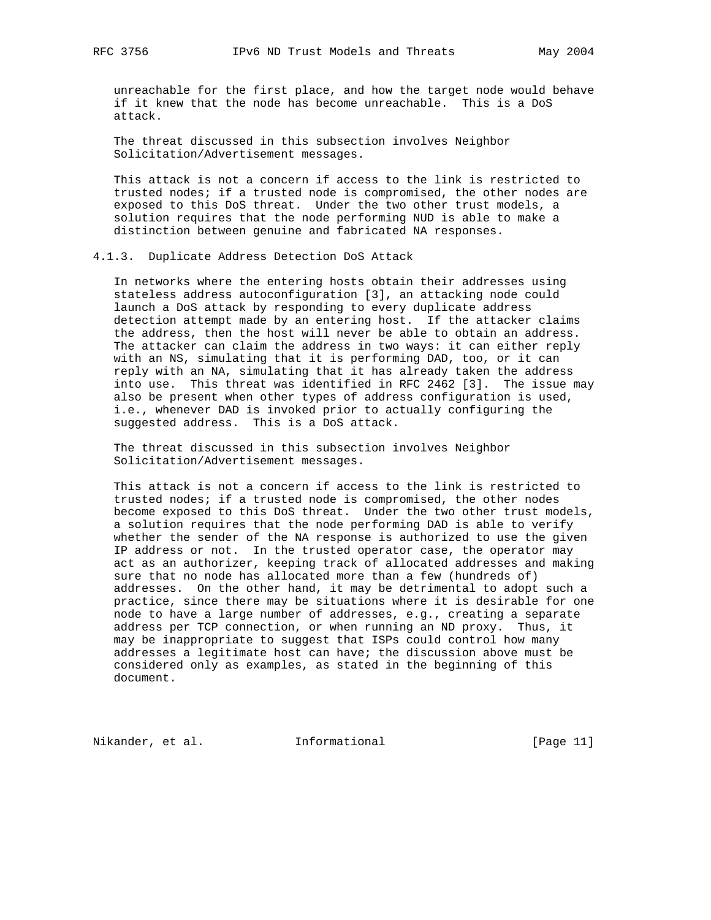unreachable for the first place, and how the target node would behave if it knew that the node has become unreachable. This is a DoS attack.

The threat discussed in this subsection involves Neighbor Solicitation/Advertisement messages.

This attack is not a concern if access to the link is restricted to trusted nodes; if a trusted node is compromised, the other nodes are exposed to this DoS threat. Under the two other trust models, a solution requires that the node performing NUD is able to make a distinction between genuine and fabricated NA responses.

#### 4.1.3. Duplicate Address Detection DoS Attack

In networks where the entering hosts obtain their addresses using stateless address autoconfiguration [3], an attacking node could launch a DoS attack by responding to every duplicate address detection attempt made by an entering host. If the attacker claims the address, then the host will never be able to obtain an address. The attacker can claim the address in two ways: it can either reply with an NS, simulating that it is performing DAD, too, or it can reply with an NA, simulating that it has already taken the address into use. This threat was identified in RFC 2462 [3]. The issue may also be present when other types of address configuration is used, i.e., whenever DAD is invoked prior to actually configuring the suggested address. This is a DoS attack.

The threat discussed in this subsection involves Neighbor Solicitation/Advertisement messages.

This attack is not a concern if access to the link is restricted to trusted nodes; if a trusted node is compromised, the other nodes become exposed to this DoS threat. Under the two other trust models, a solution requires that the node performing DAD is able to verify whether the sender of the NA response is authorized to use the given IP address or not. In the trusted operator case, the operator may act as an authorizer, keeping track of allocated addresses and making sure that no node has allocated more than a few (hundreds of) addresses. On the other hand, it may be detrimental to adopt such a practice, since there may be situations where it is desirable for one node to have a large number of addresses, e.g., creating a separate address per TCP connection, or when running an ND proxy. Thus, it may be inappropriate to suggest that ISPs could control how many addresses a legitimate host can have; the discussion above must be considered only as examples, as stated in the beginning of this document.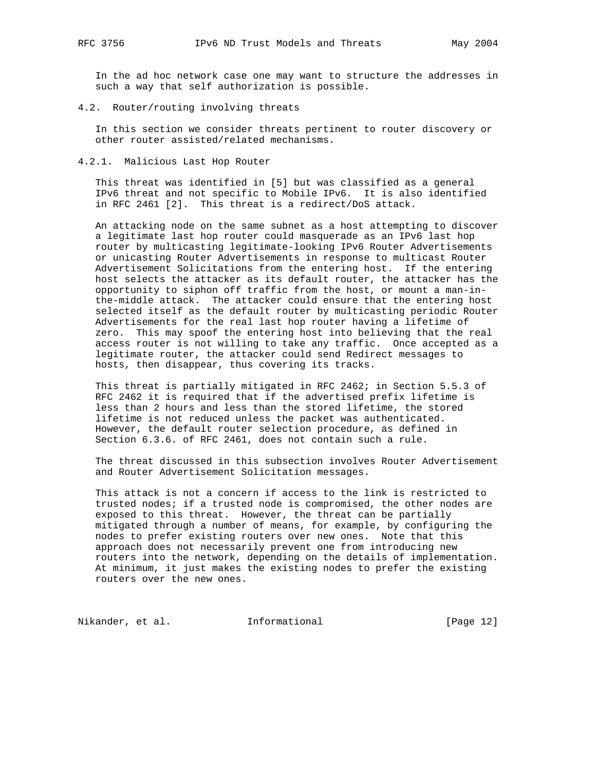In the ad hoc network case one may want to structure the addresses in such a way that self authorization is possible.

### 4.2. Router/routing involving threats

In this section we consider threats pertinent to router discovery or other router assisted/related mechanisms.

#### 4.2.1. Malicious Last Hop Router

This threat was identified in [5] but was classified as a general IPv6 threat and not specific to Mobile IPv6. It is also identified in RFC 2461 [2]. This threat is a redirect/DoS attack.

An attacking node on the same subnet as a host attempting to discover a legitimate last hop router could masquerade as an IPv6 last hop router by multicasting legitimate-looking IPv6 Router Advertisements or unicasting Router Advertisements in response to multicast Router Advertisement Solicitations from the entering host. If the entering host selects the attacker as its default router, the attacker has the opportunity to siphon off traffic from the host, or mount a man-in-the-middle attack. The attacker could ensure that the entering host selected itself as the default router by multicasting periodic Router Advertisements for the real last hop router having a lifetime of zero. This may spoof the entering host into believing that the real access router is not willing to take any traffic. Once accepted as a legitimate router, the attacker could send Redirect messages to hosts, then disappear, thus covering its tracks.

This threat is partially mitigated in RFC 2462; in Section 5.5.3 of RFC 2462 it is required that if the advertised prefix lifetime is less than 2 hours and less than the stored lifetime, the stored lifetime is not reduced unless the packet was authenticated. However, the default router selection procedure, as defined in Section 6.3.6. of RFC 2461, does not contain such a rule.

The threat discussed in this subsection involves Router Advertisement and Router Advertisement Solicitation messages.

This attack is not a concern if access to the link is restricted to trusted nodes; if a trusted node is compromised, the other nodes are exposed to this threat. However, the threat can be partially mitigated through a number of means, for example, by configuring the nodes to prefer existing routers over new ones. Note that this approach does not necessarily prevent one from introducing new routers into the network, depending on the details of implementation. At minimum, it just makes the existing nodes to prefer the existing routers over the new ones.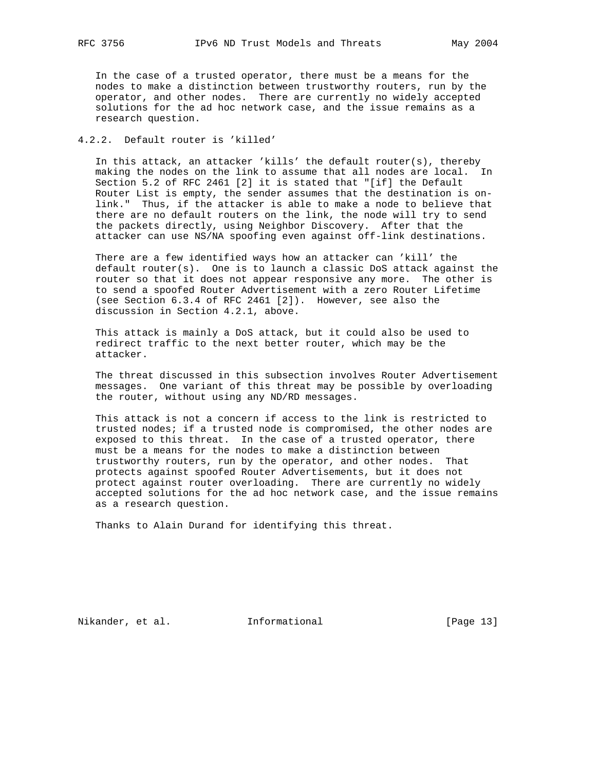In the case of a trusted operator, there must be a means for the nodes to make a distinction between trustworthy routers, run by the operator, and other nodes. There are currently no widely accepted solutions for the ad hoc network case, and the issue remains as a research question.

### 4.2.2. Default router is 'killed'

In this attack, an attacker 'kills' the default router(s), thereby making the nodes on the link to assume that all nodes are local. In Section 5.2 of RFC 2461 [2] it is stated that "[if] the Default Router List is empty, the sender assumes that the destination is on-link." Thus, if the attacker is able to make a node to believe that there are no default routers on the link, the node will try to send the packets directly, using Neighbor Discovery. After that the attacker can use NS/NA spoofing even against off-link destinations.

There are a few identified ways how an attacker can 'kill' the default router(s). One is to launch a classic DoS attack against the router so that it does not appear responsive any more. The other is to send a spoofed Router Advertisement with a zero Router Lifetime (see Section 6.3.4 of RFC 2461 [2]). However, see also the discussion in Section 4.2.1, above.

This attack is mainly a DoS attack, but it could also be used to redirect traffic to the next better router, which may be the attacker.

The threat discussed in this subsection involves Router Advertisement messages. One variant of this threat may be possible by overloading the router, without using any ND/RD messages.

This attack is not a concern if access to the link is restricted to trusted nodes; if a trusted node is compromised, the other nodes are exposed to this threat. In the case of a trusted operator, there must be a means for the nodes to make a distinction between trustworthy routers, run by the operator, and other nodes. That protects against spoofed Router Advertisements, but it does not protect against router overloading. There are currently no widely accepted solutions for the ad hoc network case, and the issue remains as a research question.

Thanks to Alain Durand for identifying this threat.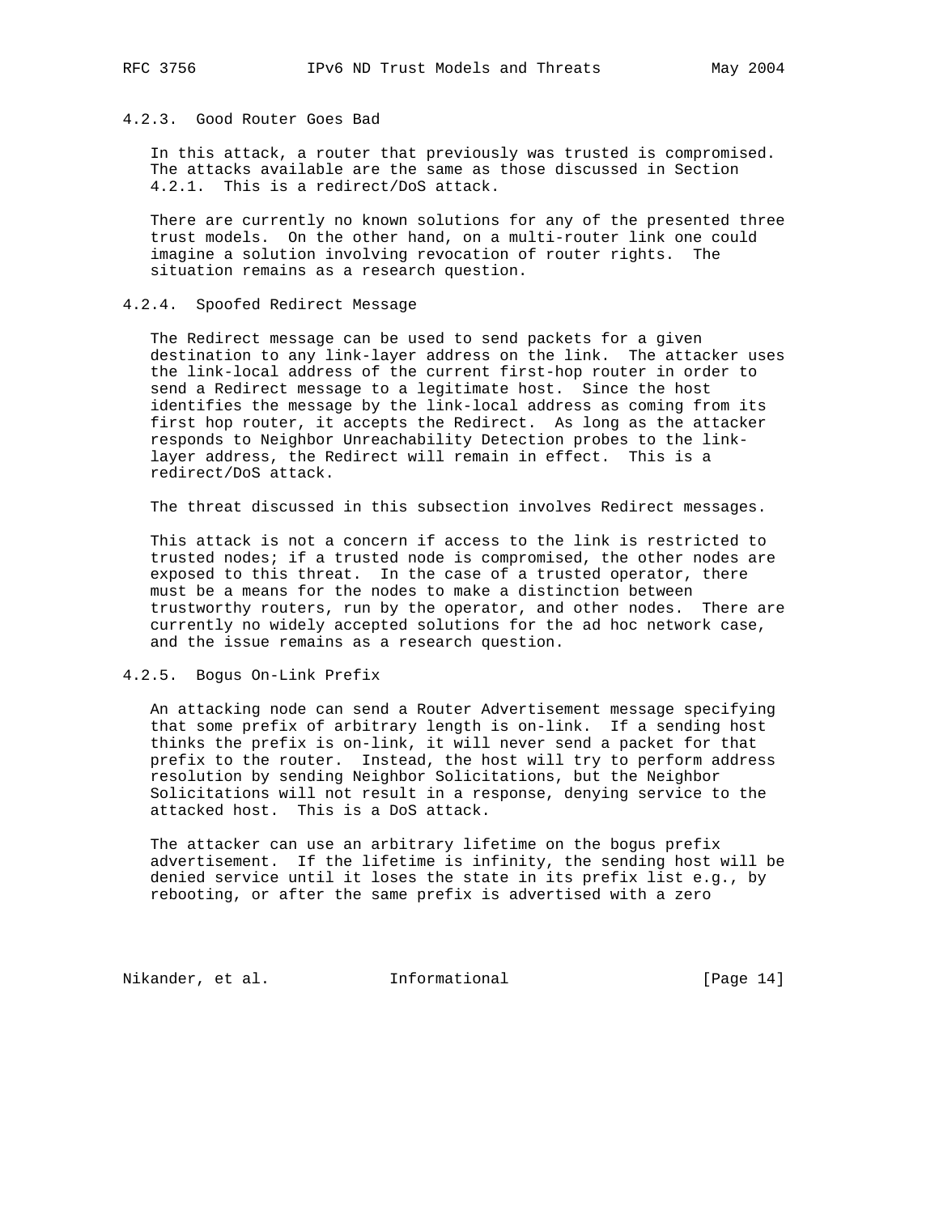#### 4.2.3. Good Router Goes Bad

In this attack, a router that previously was trusted is compromised. The attacks available are the same as those discussed in Section 4.2.1. This is a redirect/DoS attack.

There are currently no known solutions for any of the presented three trust models. On the other hand, on a multi-router link one could imagine a solution involving revocation of router rights. The situation remains as a research question.

#### 4.2.4. Spoofed Redirect Message

The Redirect message can be used to send packets for a given destination to any link-layer address on the link. The attacker uses the link-local address of the current first-hop router in order to send a Redirect message to a legitimate host. Since the host identifies the message by the link-local address as coming from its first hop router, it accepts the Redirect. As long as the attacker responds to Neighbor Unreachability Detection probes to the link-layer address, the Redirect will remain in effect. This is a redirect/DoS attack.

The threat discussed in this subsection involves Redirect messages.

This attack is not a concern if access to the link is restricted to trusted nodes; if a trusted node is compromised, the other nodes are exposed to this threat. In the case of a trusted operator, there must be a means for the nodes to make a distinction between trustworthy routers, run by the operator, and other nodes. There are currently no widely accepted solutions for the ad hoc network case, and the issue remains as a research question.

#### 4.2.5. Bogus On-Link Prefix

An attacking node can send a Router Advertisement message specifying that some prefix of arbitrary length is on-link. If a sending host thinks the prefix is on-link, it will never send a packet for that prefix to the router. Instead, the host will try to perform address resolution by sending Neighbor Solicitations, but the Neighbor Solicitations will not result in a response, denying service to the attacked host. This is a DoS attack.

The attacker can use an arbitrary lifetime on the bogus prefix advertisement. If the lifetime is infinity, the sending host will be denied service until it loses the state in its prefix list e.g., by rebooting, or after the same prefix is advertised with a zero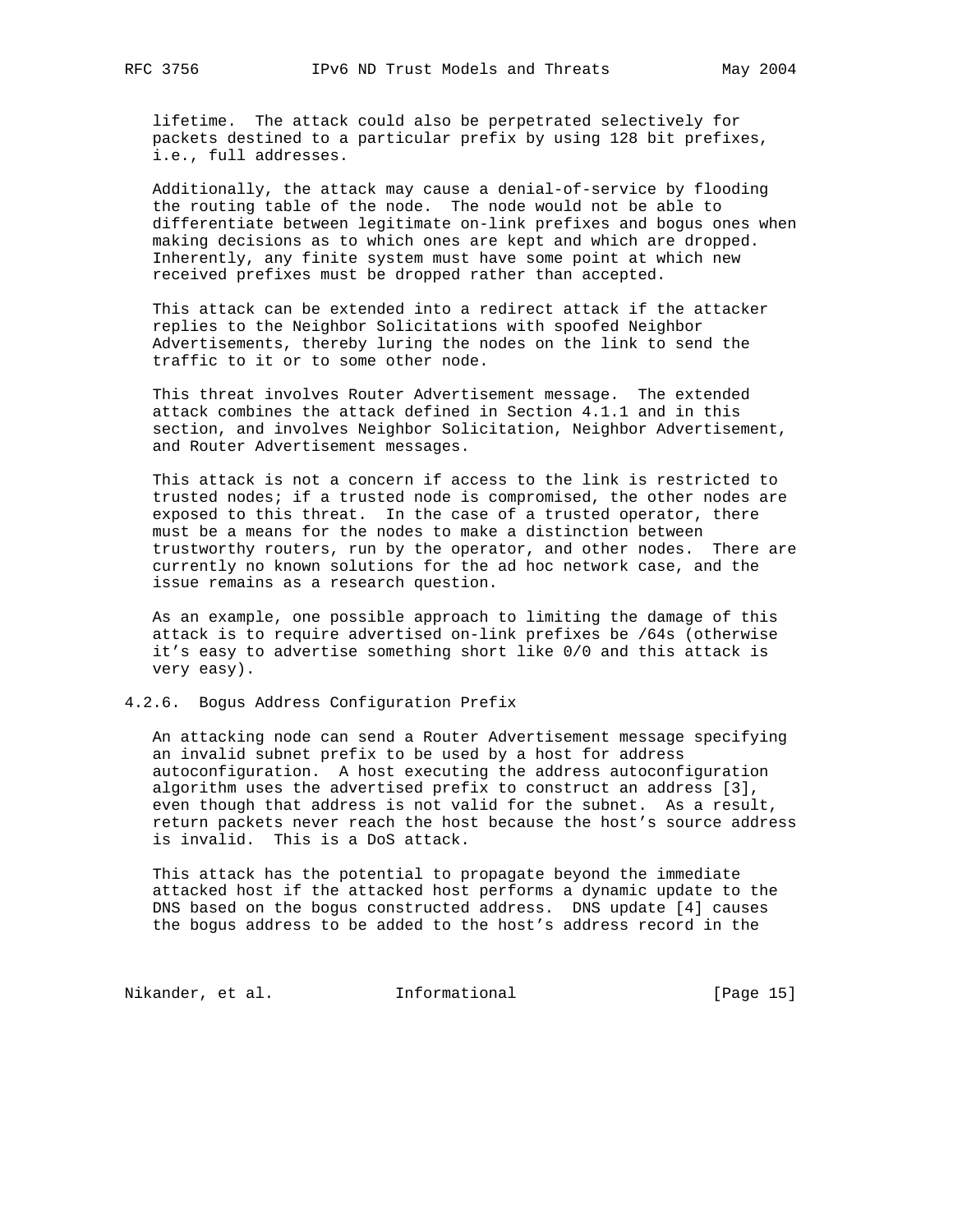lifetime. The attack could also be perpetrated selectively for packets destined to a particular prefix by using 128 bit prefixes, i.e., full addresses.

Additionally, the attack may cause a denial-of-service by flooding the routing table of the node. The node would not be able to differentiate between legitimate on-link prefixes and bogus ones when making decisions as to which ones are kept and which are dropped. Inherently, any finite system must have some point at which new received prefixes must be dropped rather than accepted.

This attack can be extended into a redirect attack if the attacker replies to the Neighbor Solicitations with spoofed Neighbor Advertisements, thereby luring the nodes on the link to send the traffic to it or to some other node.

This threat involves Router Advertisement message. The extended attack combines the attack defined in Section 4.1.1 and in this section, and involves Neighbor Solicitation, Neighbor Advertisement, and Router Advertisement messages.

This attack is not a concern if access to the link is restricted to trusted nodes; if a trusted node is compromised, the other nodes are exposed to this threat. In the case of a trusted operator, there must be a means for the nodes to make a distinction between trustworthy routers, run by the operator, and other nodes. There are currently no known solutions for the ad hoc network case, and the issue remains as a research question.

As an example, one possible approach to limiting the damage of this attack is to require advertised on-link prefixes be /64s (otherwise it’s easy to advertise something short like 0/0 and this attack is very easy).

#### 4.2.6. Bogus Address Configuration Prefix

An attacking node can send a Router Advertisement message specifying an invalid subnet prefix to be used by a host for address autoconfiguration. A host executing the address autoconfiguration algorithm uses the advertised prefix to construct an address [3], even though that address is not valid for the subnet. As a result, return packets never reach the host because the host’s source address is invalid. This is a DoS attack.

This attack has the potential to propagate beyond the immediate attacked host if the attacked host performs a dynamic update to the DNS based on the bogus constructed address. DNS update [4] causes the bogus address to be added to the host’s address record in the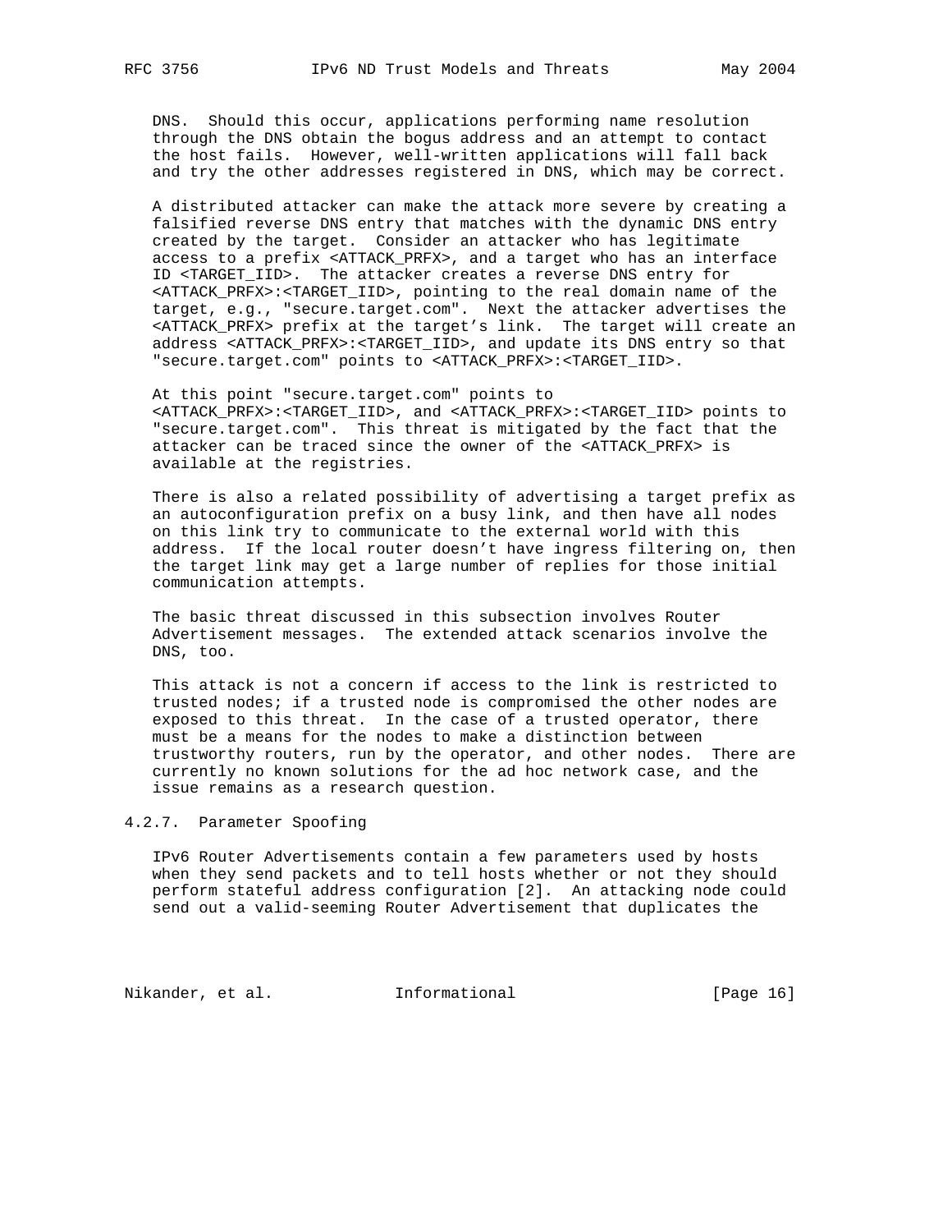DNS. Should this occur, applications performing name resolution through the DNS obtain the bogus address and an attempt to contact the host fails. However, well-written applications will fall back and try the other addresses registered in DNS, which may be correct.

A distributed attacker can make the attack more severe by creating a falsified reverse DNS entry that matches with the dynamic DNS entry created by the target. Consider an attacker who has legitimate access to a prefix <ATTACK_PRFX>, and a target who has an interface ID <TARGET_IID>. The attacker creates a reverse DNS entry for <ATTACK_PRFX>:<TARGET_IID>, pointing to the real domain name of the target, e.g., "secure.target.com". Next the attacker advertises the <ATTACK_PRFX> prefix at the target's link. The target will create an address <ATTACK_PRFX>:<TARGET_IID>, and update its DNS entry so that "secure.target.com" points to <ATTACK_PRFX>:<TARGET_IID>.

At this point "secure.target.com" points to <ATTACK_PRFX>:<TARGET_IID>, and <ATTACK_PRFX>:<TARGET_IID> points to "secure.target.com". This threat is mitigated by the fact that the attacker can be traced since the owner of the <ATTACK_PRFX> is available at the registries.

There is also a related possibility of advertising a target prefix as an autoconfiguration prefix on a busy link, and then have all nodes on this link try to communicate to the external world with this address. If the local router doesn't have ingress filtering on, then the target link may get a large number of replies for those initial communication attempts.

The basic threat discussed in this subsection involves Router Advertisement messages. The extended attack scenarios involve the DNS, too.

This attack is not a concern if access to the link is restricted to trusted nodes; if a trusted node is compromised the other nodes are exposed to this threat. In the case of a trusted operator, there must be a means for the nodes to make a distinction between trustworthy routers, run by the operator, and other nodes. There are currently no known solutions for the ad hoc network case, and the issue remains as a research question.

### 4.2.7. Parameter Spoofing

IPv6 Router Advertisements contain a few parameters used by hosts when they send packets and to tell hosts whether or not they should perform stateful address configuration [2]. An attacking node could send out a valid-seeming Router Advertisement that duplicates the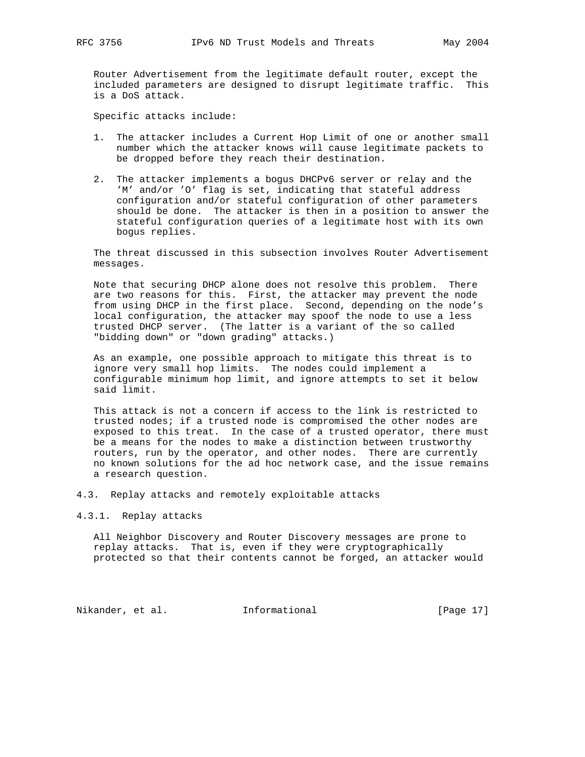Router Advertisement from the legitimate default router, except the included parameters are designed to disrupt legitimate traffic. This is a DoS attack.

Specific attacks include:

1. The attacker includes a Current Hop Limit of one or another small number which the attacker knows will cause legitimate packets to be dropped before they reach their destination.

2. The attacker implements a bogus DHCPv6 server or relay and the 'M' and/or 'O' flag is set, indicating that stateful address configuration and/or stateful configuration of other parameters should be done. The attacker is then in a position to answer the stateful configuration queries of a legitimate host with its own bogus replies.

The threat discussed in this subsection involves Router Advertisement messages.

Note that securing DHCP alone does not resolve this problem. There are two reasons for this. First, the attacker may prevent the node from using DHCP in the first place. Second, depending on the node's local configuration, the attacker may spoof the node to use a less trusted DHCP server. (The latter is a variant of the so called "bidding down" or "down grading" attacks.)

As an example, one possible approach to mitigate this threat is to ignore very small hop limits. The nodes could implement a configurable minimum hop limit, and ignore attempts to set it below said limit.

This attack is not a concern if access to the link is restricted to trusted nodes; if a trusted node is compromised the other nodes are exposed to this treat. In the case of a trusted operator, there must be a means for the nodes to make a distinction between trustworthy routers, run by the operator, and other nodes. There are currently no known solutions for the ad hoc network case, and the issue remains a research question.

## 4.3. Replay attacks and remotely exploitable attacks

### 4.3.1. Replay attacks

All Neighbor Discovery and Router Discovery messages are prone to replay attacks. That is, even if they were cryptographically protected so that their contents cannot be forged, an attacker would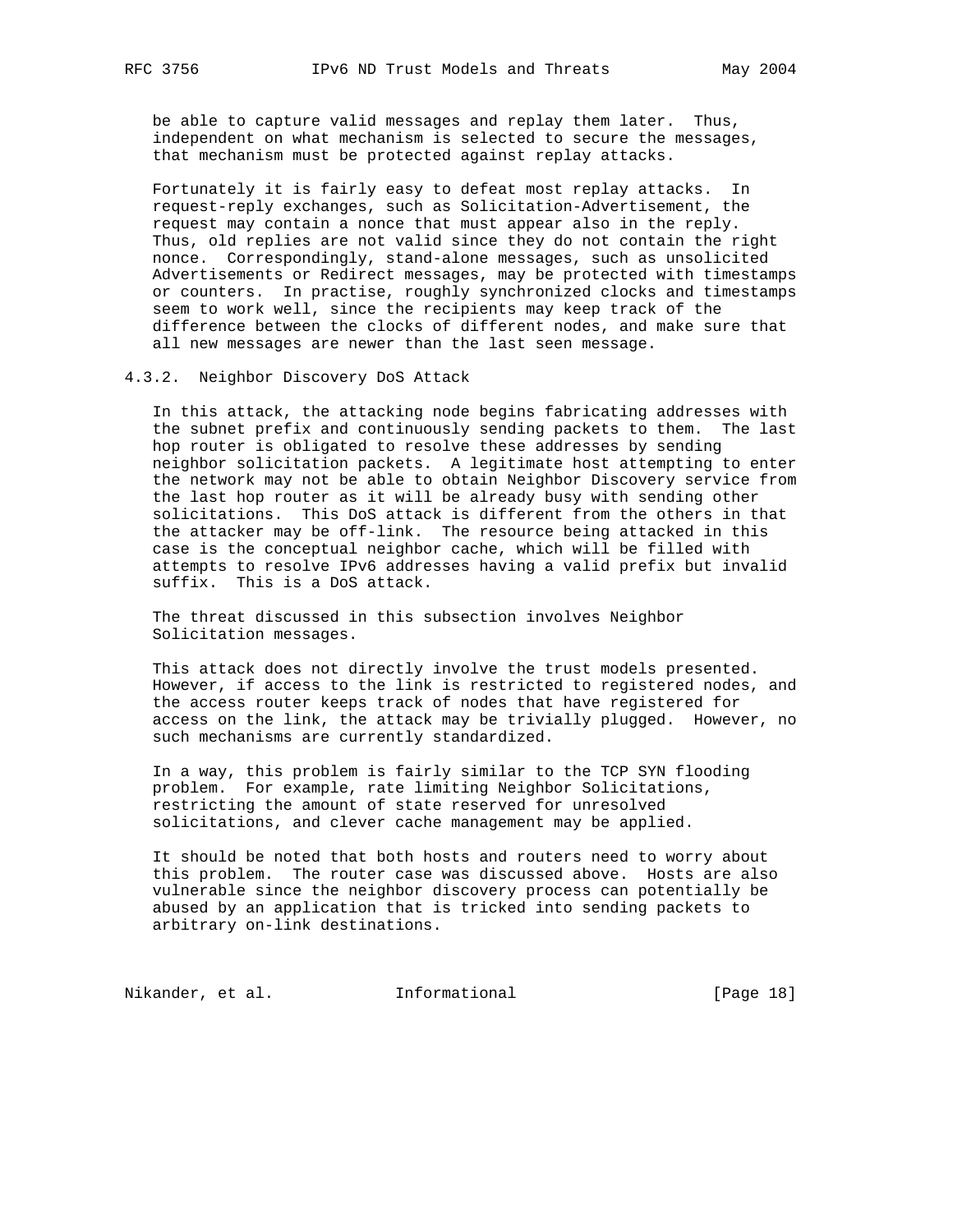be able to capture valid messages and replay them later. Thus, independent on what mechanism is selected to secure the messages, that mechanism must be protected against replay attacks.

Fortunately it is fairly easy to defeat most replay attacks. In request-reply exchanges, such as Solicitation-Advertisement, the request may contain a nonce that must appear also in the reply. Thus, old replies are not valid since they do not contain the right nonce. Correspondingly, stand-alone messages, such as unsolicited Advertisements or Redirect messages, may be protected with timestamps or counters. In practise, roughly synchronized clocks and timestamps seem to work well, since the recipients may keep track of the difference between the clocks of different nodes, and make sure that all new messages are newer than the last seen message.

#### 4.3.2. Neighbor Discovery DoS Attack

In this attack, the attacking node begins fabricating addresses with the subnet prefix and continuously sending packets to them. The last hop router is obligated to resolve these addresses by sending neighbor solicitation packets. A legitimate host attempting to enter the network may not be able to obtain Neighbor Discovery service from the last hop router as it will be already busy with sending other solicitations. This DoS attack is different from the others in that the attacker may be off-link. The resource being attacked in this case is the conceptual neighbor cache, which will be filled with attempts to resolve IPv6 addresses having a valid prefix but invalid suffix. This is a DoS attack.

The threat discussed in this subsection involves Neighbor Solicitation messages.

This attack does not directly involve the trust models presented. However, if access to the link is restricted to registered nodes, and the access router keeps track of nodes that have registered for access on the link, the attack may be trivially plugged. However, no such mechanisms are currently standardized.

In a way, this problem is fairly similar to the TCP SYN flooding problem. For example, rate limiting Neighbor Solicitations, restricting the amount of state reserved for unresolved solicitations, and clever cache management may be applied.

It should be noted that both hosts and routers need to worry about this problem. The router case was discussed above. Hosts are also vulnerable since the neighbor discovery process can potentially be abused by an application that is tricked into sending packets to arbitrary on-link destinations.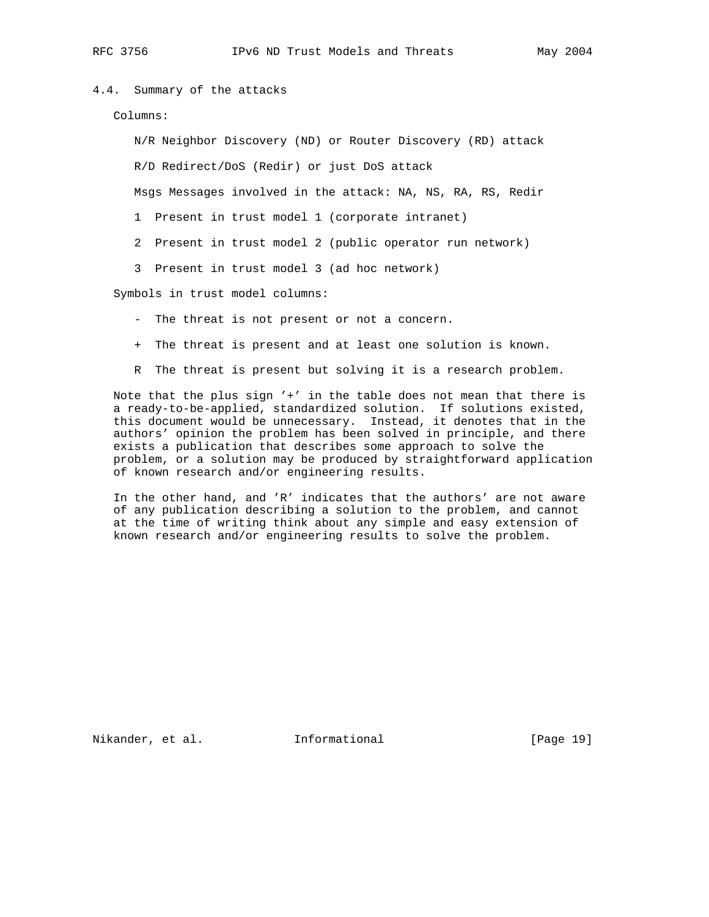## 4.4. Summary of the attacks

Columns:

N/R Neighbor Discovery (ND) or Router Discovery (RD) attack

R/D Redirect/DoS (Redir) or just DoS attack

Msgs Messages involved in the attack: NA, NS, RA, RS, Redir

1 Present in trust model 1 (corporate intranet)

2 Present in trust model 2 (public operator run network)

3 Present in trust model 3 (ad hoc network)

Symbols in trust model columns:

- The threat is not present or not a concern.

+ The threat is present and at least one solution is known.

R The threat is present but solving it is a research problem.

Note that the plus sign '+' in the table does not mean that there is a ready-to-be-applied, standardized solution. If solutions existed, this document would be unnecessary. Instead, it denotes that in the authors' opinion the problem has been solved in principle, and there exists a publication that describes some approach to solve the problem, or a solution may be produced by straightforward application of known research and/or engineering results.

In the other hand, and 'R' indicates that the authors' are not aware of any publication describing a solution to the problem, and cannot at the time of writing think about any simple and easy extension of known research and/or engineering results to solve the problem.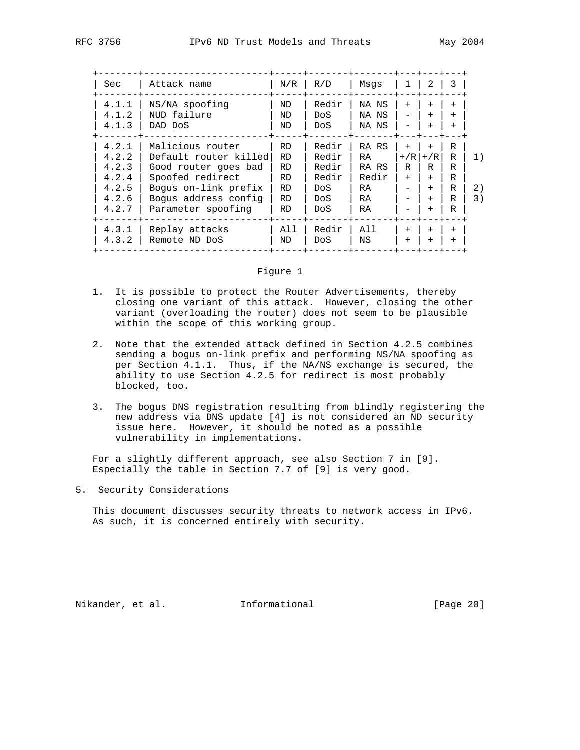| Sec | Attack name | N/R | R/D | Msgs | 1 | 2 | 3 | |
|---|---|---|---|---|---|---|---|---|
| 4.1.1 | NS/NA spoofing | ND | Redir | NA NS | + | + | + | |
| 4.1.2 | NUD failure | ND | DoS | NA NS | - | + | + | |
| 4.1.3 | DAD DoS | ND | DoS | NA NS | - | + | + | |
| 4.2.1 | Malicious router | RD | Redir | RA RS | + | + | R | |
| 4.2.2 | Default router killed | RD | Redir | RA | +/R | +/R | R | 1) |
| 4.2.3 | Good router goes bad | RD | Redir | RA RS | R | R | R | |
| 4.2.4 | Spoofed redirect | RD | Redir | Redir | + | + | R | |
| 4.2.5 | Bogus on-link prefix | RD | DoS | RA | - | + | R | 2) |
| 4.2.6 | Bogus address config | RD | DoS | RA | - | + | R | 3) |
| 4.2.7 | Parameter spoofing | RD | DoS | RA | - | + | R | |
| 4.3.1 | Replay attacks | All | Redir | All | + | + | + | |
| 4.3.2 | Remote ND DoS | ND | DoS | NS | + | + | + | |

Figure 1

1. It is possible to protect the Router Advertisements, thereby closing one variant of this attack. However, closing the other variant (overloading the router) does not seem to be plausible within the scope of this working group.

2. Note that the extended attack defined in Section 4.2.5 combines sending a bogus on-link prefix and performing NS/NA spoofing as per Section 4.1.1. Thus, if the NA/NS exchange is secured, the ability to use Section 4.2.5 for redirect is most probably blocked, too.

3. The bogus DNS registration resulting from blindly registering the new address via DNS update [4] is not considered an ND security issue here. However, it should be noted as a possible vulnerability in implementations.

For a slightly different approach, see also Section 7 in [9]. Especially the table in Section 7.7 of [9] is very good.

## 5. Security Considerations

This document discusses security threats to network access in IPv6. As such, it is concerned entirely with security.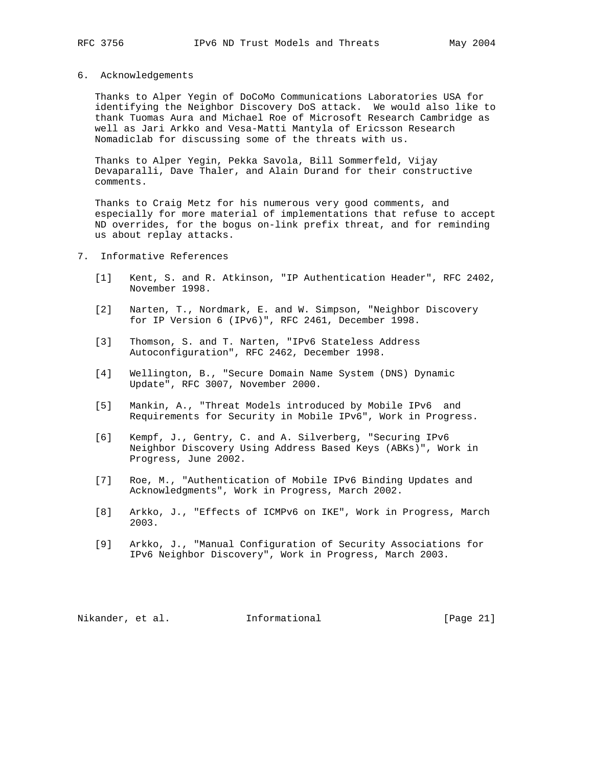## 6. Acknowledgements

Thanks to Alper Yegin of DoCoMo Communications Laboratories USA for identifying the Neighbor Discovery DoS attack. We would also like to thank Tuomas Aura and Michael Roe of Microsoft Research Cambridge as well as Jari Arkko and Vesa-Matti Mantyla of Ericsson Research Nomadiclab for discussing some of the threats with us.

Thanks to Alper Yegin, Pekka Savola, Bill Sommerfeld, Vijay Devaparalli, Dave Thaler, and Alain Durand for their constructive comments.

Thanks to Craig Metz for his numerous very good comments, and especially for more material of implementations that refuse to accept ND overrides, for the bogus on-link prefix threat, and for reminding us about replay attacks.

## 7. Informative References

[1] Kent, S. and R. Atkinson, "IP Authentication Header", RFC 2402, November 1998.

[2] Narten, T., Nordmark, E. and W. Simpson, "Neighbor Discovery for IP Version 6 (IPv6)", RFC 2461, December 1998.

[3] Thomson, S. and T. Narten, "IPv6 Stateless Address Autoconfiguration", RFC 2462, December 1998.

[4] Wellington, B., "Secure Domain Name System (DNS) Dynamic Update", RFC 3007, November 2000.

[5] Mankin, A., "Threat Models introduced by Mobile IPv6 and Requirements for Security in Mobile IPv6", Work in Progress.

[6] Kempf, J., Gentry, C. and A. Silverberg, "Securing IPv6 Neighbor Discovery Using Address Based Keys (ABKs)", Work in Progress, June 2002.

[7] Roe, M., "Authentication of Mobile IPv6 Binding Updates and Acknowledgments", Work in Progress, March 2002.

[8] Arkko, J., "Effects of ICMPv6 on IKE", Work in Progress, March 2003.

[9] Arkko, J., "Manual Configuration of Security Associations for IPv6 Neighbor Discovery", Work in Progress, March 2003.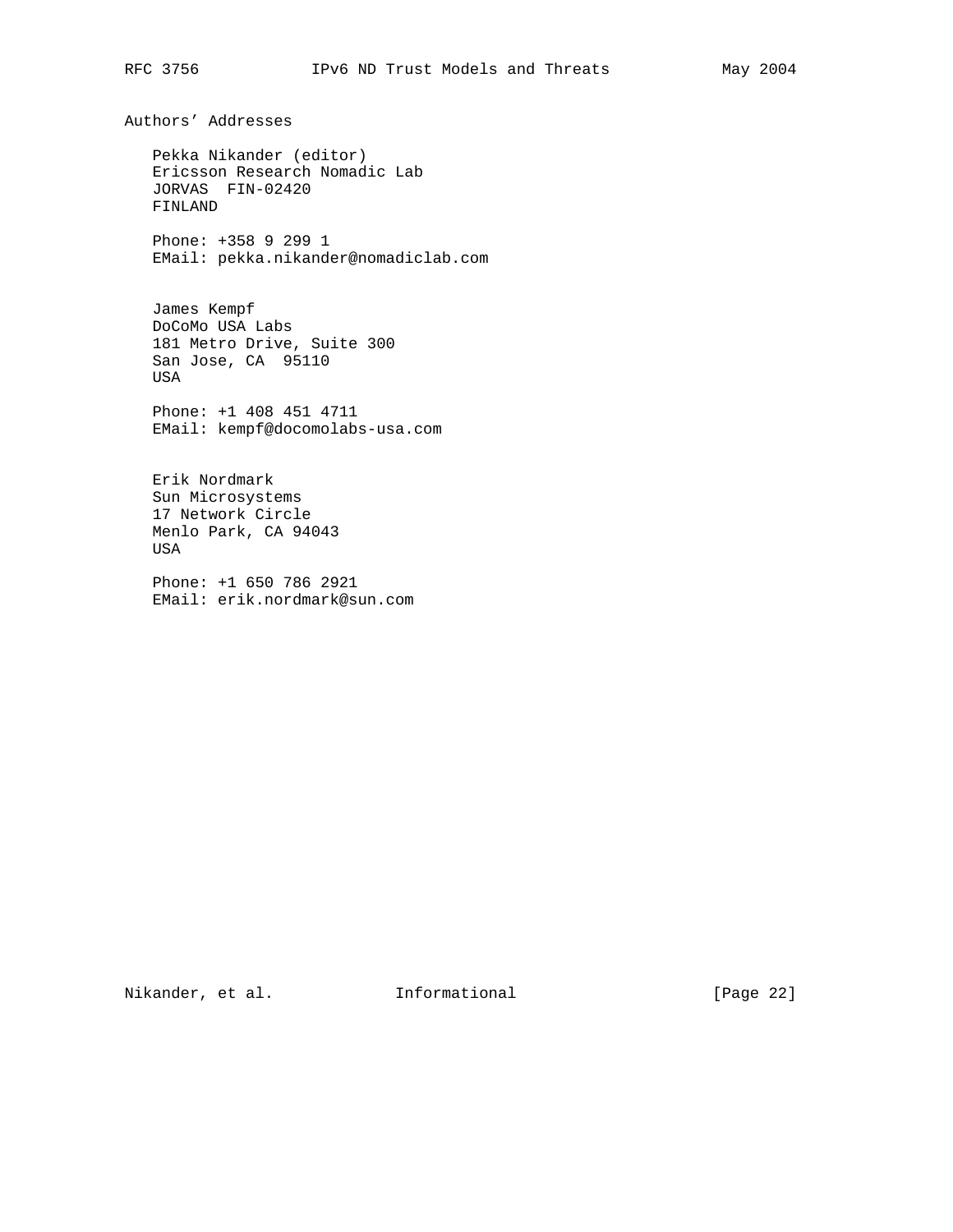## Authors' Addresses

Pekka Nikander (editor)
Ericsson Research Nomadic Lab
JORVAS FIN-02420
FINLAND

Phone: +358 9 299 1
EMail: pekka.nikander@nomadiclab.com

James Kempf
DoCoMo USA Labs
181 Metro Drive, Suite 300
San Jose, CA 95110
USA

Phone: +1 408 451 4711
EMail: kempf@docomolabs-usa.com

Erik Nordmark
Sun Microsystems
17 Network Circle
Menlo Park, CA 94043
USA

Phone: +1 650 786 2921
EMail: erik.nordmark@sun.com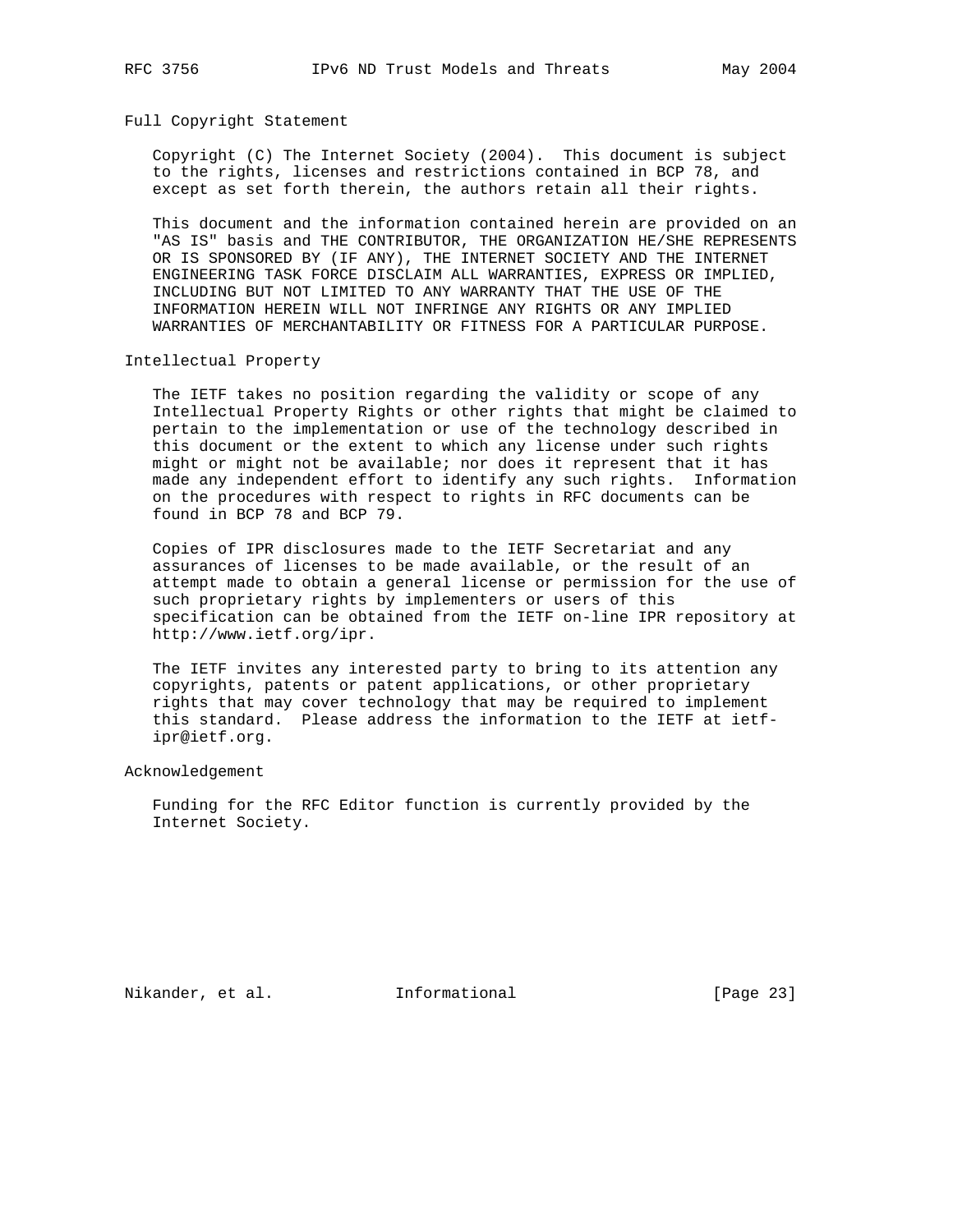## Full Copyright Statement

Copyright (C) The Internet Society (2004). This document is subject to the rights, licenses and restrictions contained in BCP 78, and except as set forth therein, the authors retain all their rights.

This document and the information contained herein are provided on an "AS IS" basis and THE CONTRIBUTOR, THE ORGANIZATION HE/SHE REPRESENTS OR IS SPONSORED BY (IF ANY), THE INTERNET SOCIETY AND THE INTERNET ENGINEERING TASK FORCE DISCLAIM ALL WARRANTIES, EXPRESS OR IMPLIED, INCLUDING BUT NOT LIMITED TO ANY WARRANTY THAT THE USE OF THE INFORMATION HEREIN WILL NOT INFRINGE ANY RIGHTS OR ANY IMPLIED WARRANTIES OF MERCHANTABILITY OR FITNESS FOR A PARTICULAR PURPOSE.

## Intellectual Property

The IETF takes no position regarding the validity or scope of any Intellectual Property Rights or other rights that might be claimed to pertain to the implementation or use of the technology described in this document or the extent to which any license under such rights might or might not be available; nor does it represent that it has made any independent effort to identify any such rights. Information on the procedures with respect to rights in RFC documents can be found in BCP 78 and BCP 79.

Copies of IPR disclosures made to the IETF Secretariat and any assurances of licenses to be made available, or the result of an attempt made to obtain a general license or permission for the use of such proprietary rights by implementers or users of this specification can be obtained from the IETF on-line IPR repository at http://www.ietf.org/ipr.

The IETF invites any interested party to bring to its attention any copyrights, patents or patent applications, or other proprietary rights that may cover technology that may be required to implement this standard. Please address the information to the IETF at ietf-ipr@ietf.org.

## Acknowledgement

Funding for the RFC Editor function is currently provided by the Internet Society.